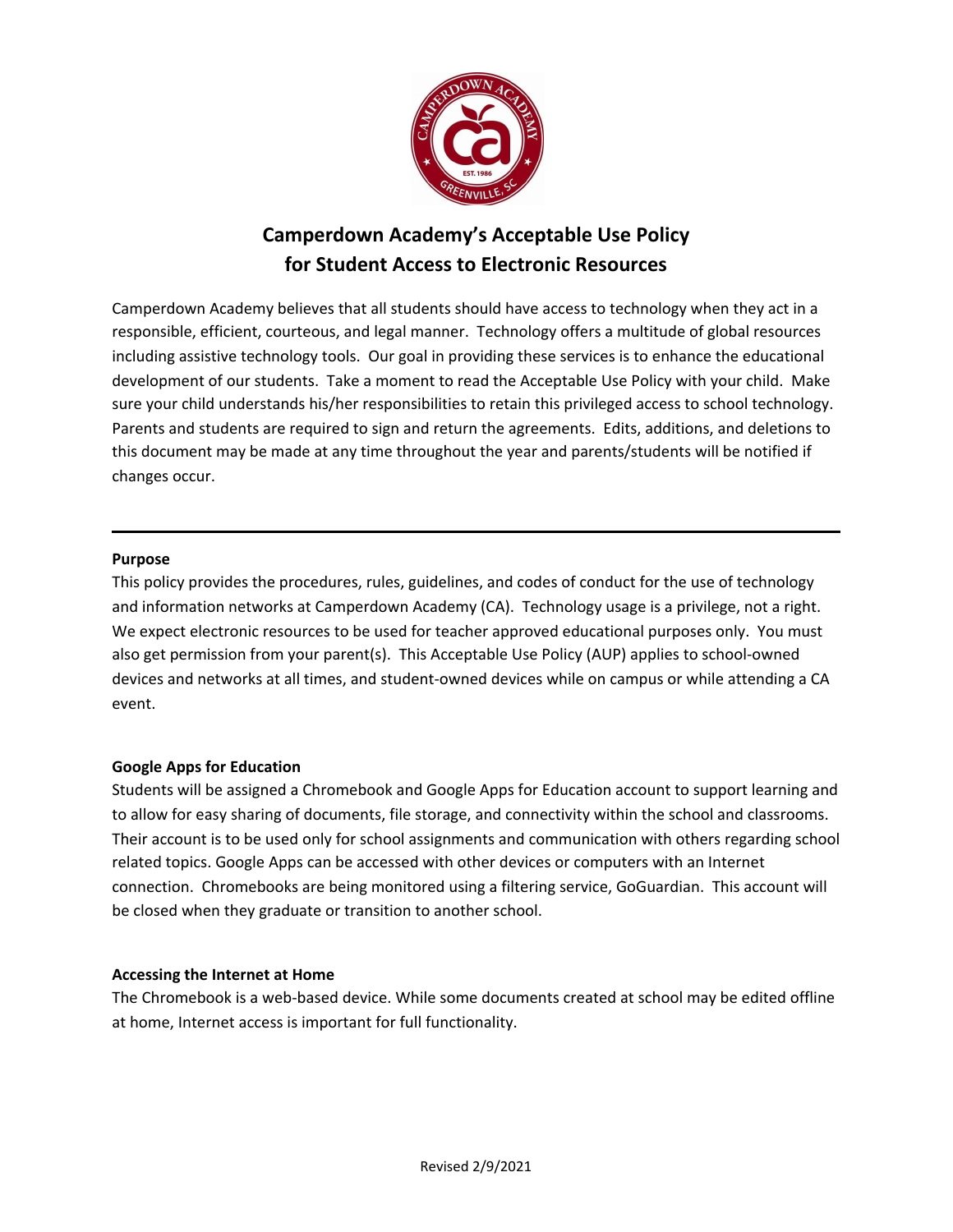# Camperdown Academy's Acceptable Use Policy for Student Access to Electronic Resources

Camperdown Academy believes that all students should have access to technology when they act in a responsible, efficient, courteous, and legal manner. Technology offers a multitude of global resources including assistive technology tools. Our goal in providing these services is to enhance the educational development of our students. Take a moment to read the Acceptable Use Policy with your child. Make sure your child understands his/her responsibilities to retain this privileged access to school technology. Parents and students are required to sign and return the agreements. Edits, additions, and deletions to this document may be made at any time throughout the year and parents/students will be notified if changes occur.

---

**Purpose**

This policy provides the procedures, rules, guidelines, and codes of conduct for the use of technology and information networks at Camperdown Academy (CA). Technology usage is a privilege, not a right. We expect electronic resources to be used for teacher approved educational purposes only. You must also get permission from your parent(s). This Acceptable Use Policy (AUP) applies to school-owned devices and networks at all times, and student-owned devices while on campus or while attending a CA event.

**Google Apps for Education**

Students will be assigned a Chromebook and Google Apps for Education account to support learning and to allow for easy sharing of documents, file storage, and connectivity within the school and classrooms. Their account is to be used only for school assignments and communication with others regarding school related topics. Google Apps can be accessed with other devices or computers with an Internet connection. Chromebooks are being monitored using a filtering service, GoGuardian. This account will be closed when they graduate or transition to another school.

**Accessing the Internet at Home**

The Chromebook is a web-based device. While some documents created at school may be edited offline at home, Internet access is important for full functionality.

Revised 2/9/2021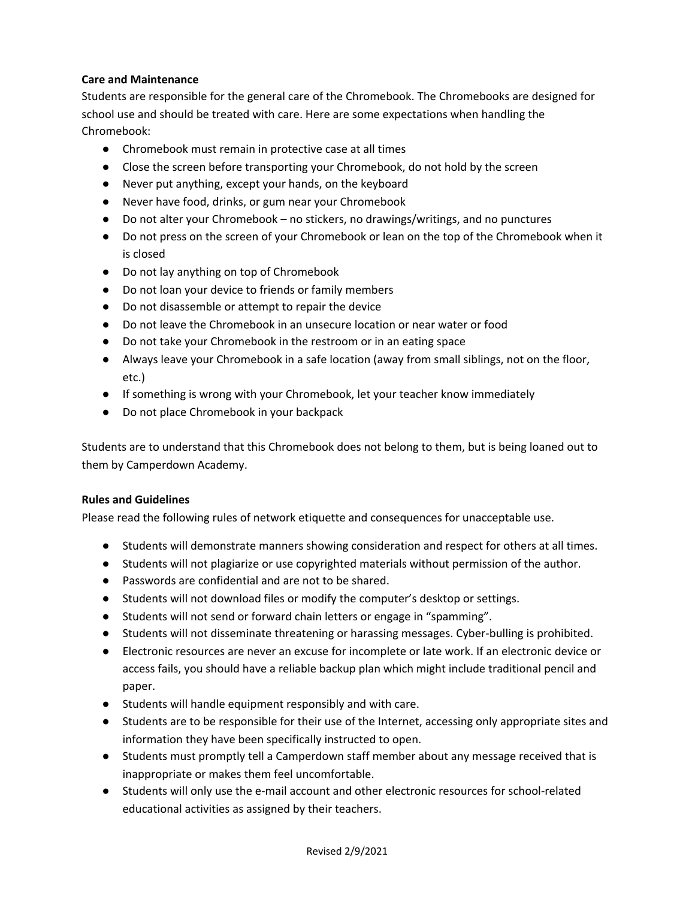**Care and Maintenance**

Students are responsible for the general care of the Chromebook. The Chromebooks are designed for school use and should be treated with care. Here are some expectations when handling the Chromebook:

- Chromebook must remain in protective case at all times
- Close the screen before transporting your Chromebook, do not hold by the screen
- Never put anything, except your hands, on the keyboard
- Never have food, drinks, or gum near your Chromebook
- Do not alter your Chromebook – no stickers, no drawings/writings, and no punctures
- Do not press on the screen of your Chromebook or lean on the top of the Chromebook when it is closed
- Do not lay anything on top of Chromebook
- Do not loan your device to friends or family members
- Do not disassemble or attempt to repair the device
- Do not leave the Chromebook in an unsecure location or near water or food
- Do not take your Chromebook in the restroom or in an eating space
- Always leave your Chromebook in a safe location (away from small siblings, not on the floor, etc.)
- If something is wrong with your Chromebook, let your teacher know immediately
- Do not place Chromebook in your backpack

Students are to understand that this Chromebook does not belong to them, but is being loaned out to them by Camperdown Academy.

**Rules and Guidelines**

Please read the following rules of network etiquette and consequences for unacceptable use.

- Students will demonstrate manners showing consideration and respect for others at all times.
- Students will not plagiarize or use copyrighted materials without permission of the author.
- Passwords are confidential and are not to be shared.
- Students will not download files or modify the computer's desktop or settings.
- Students will not send or forward chain letters or engage in "spamming".
- Students will not disseminate threatening or harassing messages. Cyber-bulling is prohibited.
- Electronic resources are never an excuse for incomplete or late work. If an electronic device or access fails, you should have a reliable backup plan which might include traditional pencil and paper.
- Students will handle equipment responsibly and with care.
- Students are to be responsible for their use of the Internet, accessing only appropriate sites and information they have been specifically instructed to open.
- Students must promptly tell a Camperdown staff member about any message received that is inappropriate or makes them feel uncomfortable.
- Students will only use the e-mail account and other electronic resources for school-related educational activities as assigned by their teachers.

Revised 2/9/2021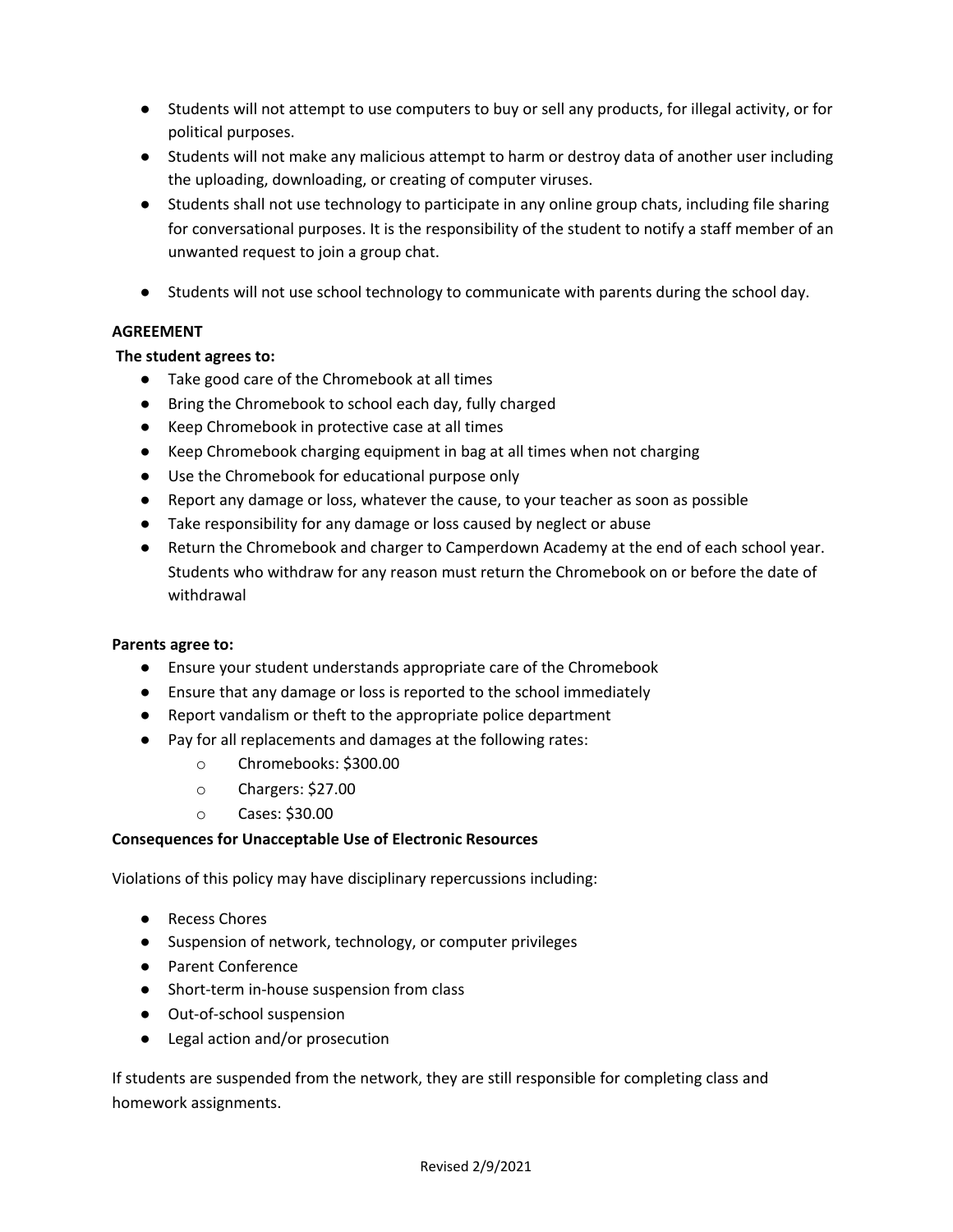- Students will not attempt to use computers to buy or sell any products, for illegal activity, or for political purposes.
- Students will not make any malicious attempt to harm or destroy data of another user including the uploading, downloading, or creating of computer viruses.
- Students shall not use technology to participate in any online group chats, including file sharing for conversational purposes. It is the responsibility of the student to notify a staff member of an unwanted request to join a group chat.
- Students will not use school technology to communicate with parents during the school day.

**AGREEMENT**

**The student agrees to:**

- Take good care of the Chromebook at all times
- Bring the Chromebook to school each day, fully charged
- Keep Chromebook in protective case at all times
- Keep Chromebook charging equipment in bag at all times when not charging
- Use the Chromebook for educational purpose only
- Report any damage or loss, whatever the cause, to your teacher as soon as possible
- Take responsibility for any damage or loss caused by neglect or abuse
- Return the Chromebook and charger to Camperdown Academy at the end of each school year. Students who withdraw for any reason must return the Chromebook on or before the date of withdrawal

**Parents agree to:**

- Ensure your student understands appropriate care of the Chromebook
- Ensure that any damage or loss is reported to the school immediately
- Report vandalism or theft to the appropriate police department
- Pay for all replacements and damages at the following rates:
  - Chromebooks: $300.00
  - Chargers: $27.00
  - Cases: $30.00

**Consequences for Unacceptable Use of Electronic Resources**

Violations of this policy may have disciplinary repercussions including:

- Recess Chores
- Suspension of network, technology, or computer privileges
- Parent Conference
- Short-term in-house suspension from class
- Out-of-school suspension
- Legal action and/or prosecution

If students are suspended from the network, they are still responsible for completing class and homework assignments.

Revised 2/9/2021